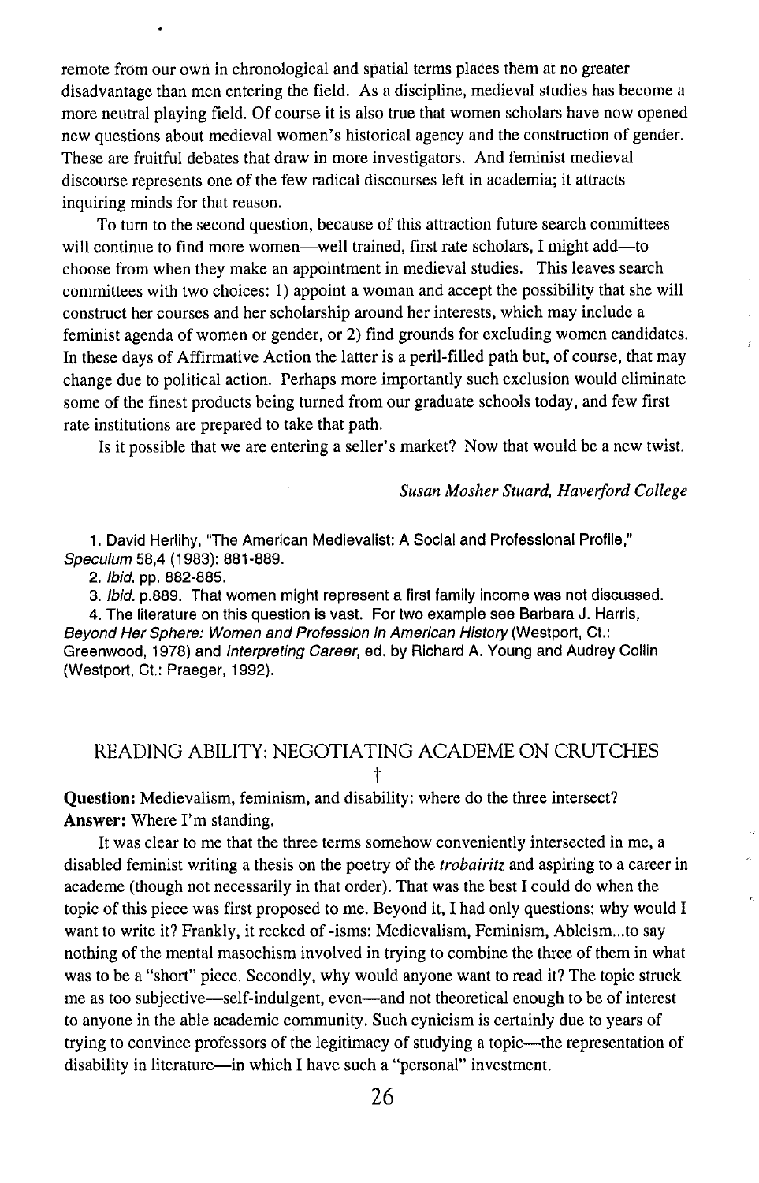remote from our own in chronological and spatial terms places them at no greater disadvantage than men entering the field. As a discipline, medieval studies has become a more neutral playing field. Of course it is also true that women scholars have now opened new questions about medieval women's historical agency and the construction of gender. These are fruitful debates that draw in more investigators. And feminist medieval discourse represents one of the few radical discourses left in academia; it attracts inquiring minds for that reason.

To turn to the second question, because of this attraction future search committees will continue to find more women—well trained, first rate scholars, I might add—to choose from when they make an appointment in medieval studies. This leaves search committees with two choices: 1) appoint a woman and accept the possibility that she will construct her courses and her scholarship around her interests, which may include a feminist agenda of women or gender, or 2) find grounds for excluding women candidates. In these days of Affirmative Action the latter is a peril-filled path but, of course, that may change due to political action. Perhaps more importantly such exclusion would eliminate some of the finest products being turned from our graduate schools today, and few first rate institutions are prepared to take that path.

Is it possible that we are entering a seller's market? Now that would be a new twist.

*Susan Mosher Stuard, Haverford College*

1. David Herlihy, "The American Medievalist: A Social and Professional Profile," *Speculum* 58,4 (1983): 881-889.
2. *Ibid.* pp. 882-885.
3. *Ibid.* p.889. That women might represent a first family income was not discussed.
4. The literature on this question is vast. For two example see Barbara J. Harris, *Beyond Her Sphere: Women and Profession in American History* (Westport, Ct.: Greenwood, 1978) and *Interpreting Career*, ed. by Richard A. Young and Audrey Collin (Westport, Ct.: Praeger, 1992).

## READING ABILITY: NEGOTIATING ACADEME ON CRUTCHES

†

**Question:** Medievalism, feminism, and disability: where do the three intersect?
**Answer:** Where I'm standing.

It was clear to me that the three terms somehow conveniently intersected in me, a disabled feminist writing a thesis on the poetry of the *trobairitz* and aspiring to a career in academe (though not necessarily in that order). That was the best I could do when the topic of this piece was first proposed to me. Beyond it, I had only questions: why would I want to write it? Frankly, it reeked of -isms: Medievalism, Feminism, Ableism...to say nothing of the mental masochism involved in trying to combine the three of them in what was to be a "short" piece. Secondly, why would anyone want to read it? The topic struck me as too subjective—self-indulgent, even—and not theoretical enough to be of interest to anyone in the able academic community. Such cynicism is certainly due to years of trying to convince professors of the legitimacy of studying a topic—the representation of disability in literature—in which I have such a "personal" investment.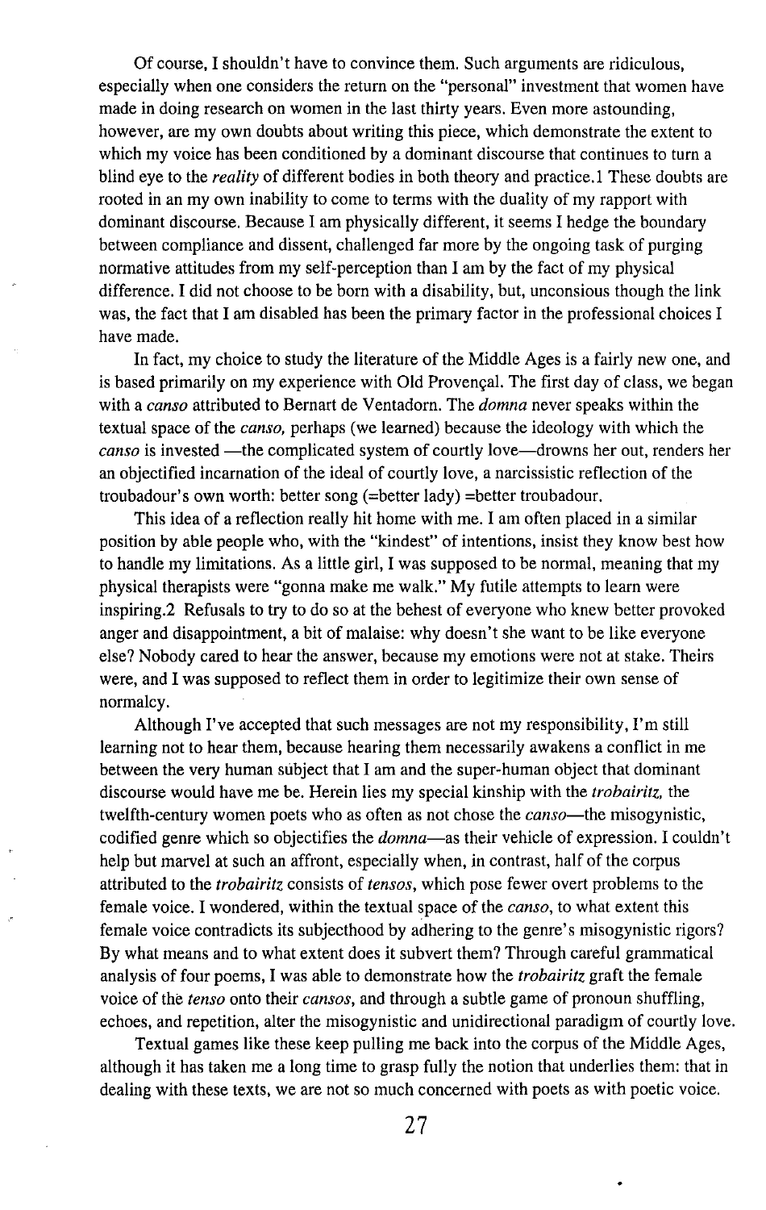Of course, I shouldn't have to convince them. Such arguments are ridiculous, especially when one considers the return on the "personal" investment that women have made in doing research on women in the last thirty years. Even more astounding, however, are my own doubts about writing this piece, which demonstrate the extent to which my voice has been conditioned by a dominant discourse that continues to turn a blind eye to the *reality* of different bodies in both theory and practice.1 These doubts are rooted in an my own inability to come to terms with the duality of my rapport with dominant discourse. Because I am physically different, it seems I hedge the boundary between compliance and dissent, challenged far more by the ongoing task of purging normative attitudes from my self-perception than I am by the fact of my physical difference. I did not choose to be born with a disability, but, unconsious though the link was, the fact that I am disabled has been the primary factor in the professional choices I have made.

In fact, my choice to study the literature of the Middle Ages is a fairly new one, and is based primarily on my experience with Old Provençal. The first day of class, we began with a *canso* attributed to Bernart de Ventadorn. The *domna* never speaks within the textual space of the *canso,* perhaps (we learned) because the ideology with which the *canso* is invested —the complicated system of courtly love—drowns her out, renders her an objectified incarnation of the ideal of courtly love, a narcissistic reflection of the troubadour's own worth: better song (=better lady) =better troubadour.

This idea of a reflection really hit home with me. I am often placed in a similar position by able people who, with the "kindest" of intentions, insist they know best how to handle my limitations. As a little girl, I was supposed to be normal, meaning that my physical therapists were "gonna make me walk." My futile attempts to learn were inspiring.2 Refusals to try to do so at the behest of everyone who knew better provoked anger and disappointment, a bit of malaise: why doesn't she want to be like everyone else? Nobody cared to hear the answer, because my emotions were not at stake. Theirs were, and I was supposed to reflect them in order to legitimize their own sense of normalcy.

Although I've accepted that such messages are not my responsibility, I'm still learning not to hear them, because hearing them necessarily awakens a conflict in me between the very human subject that I am and the super-human object that dominant discourse would have me be. Herein lies my special kinship with the *trobairitz,* the twelfth-century women poets who as often as not chose the *canso*—the misogynistic, codified genre which so objectifies the *domna*—as their vehicle of expression. I couldn't help but marvel at such an affront, especially when, in contrast, half of the corpus attributed to the *trobairitz* consists of *tensos*, which pose fewer overt problems to the female voice. I wondered, within the textual space of the *canso*, to what extent this female voice contradicts its subjecthood by adhering to the genre's misogynistic rigors? By what means and to what extent does it subvert them? Through careful grammatical analysis of four poems, I was able to demonstrate how the *trobairitz* graft the female voice of the *tenso* onto their *cansos*, and through a subtle game of pronoun shuffling, echoes, and repetition, alter the misogynistic and unidirectional paradigm of courtly love.

Textual games like these keep pulling me back into the corpus of the Middle Ages, although it has taken me a long time to grasp fully the notion that underlies them: that in dealing with these texts, we are not so much concerned with poets as with poetic voice.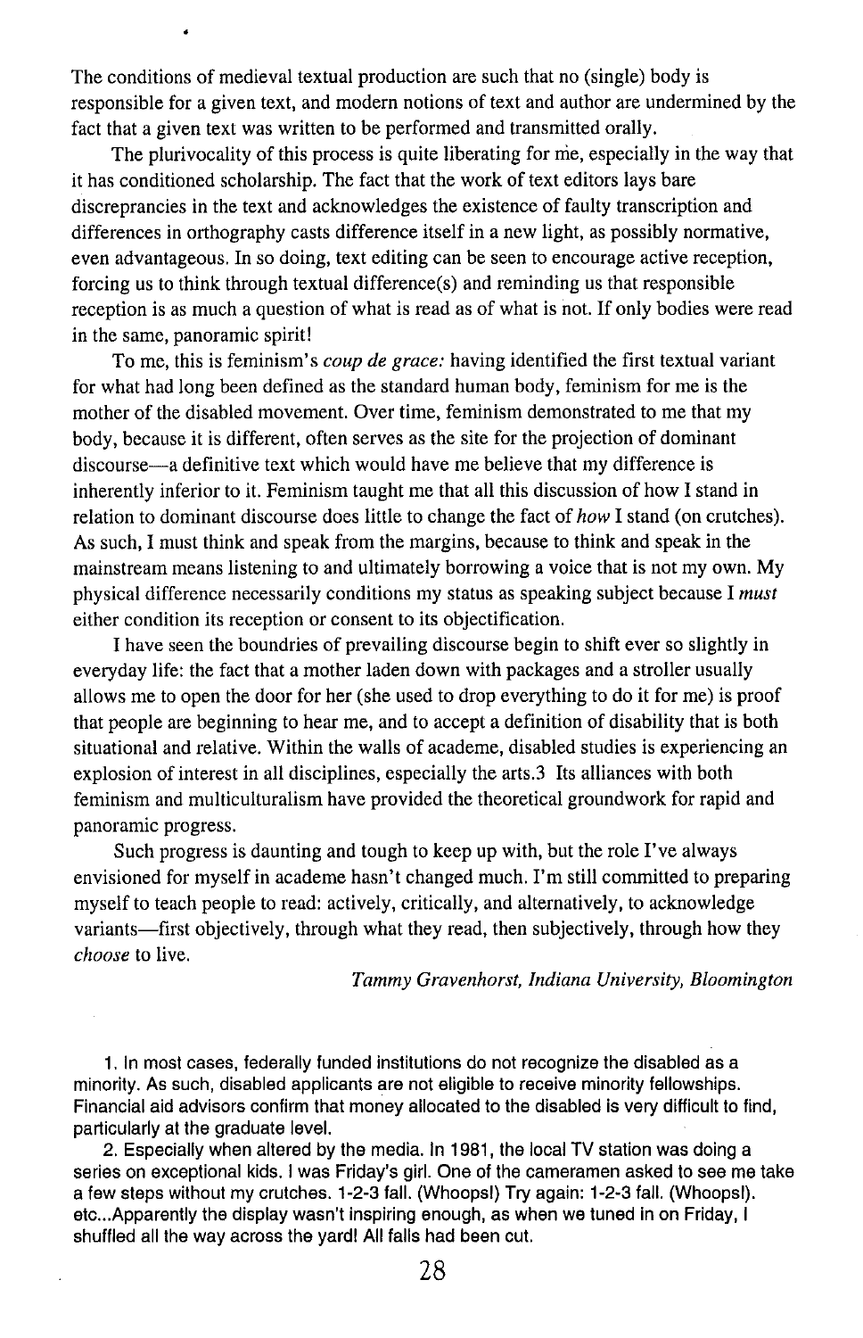The conditions of medieval textual production are such that no (single) body is responsible for a given text, and modern notions of text and author are undermined by the fact that a given text was written to be performed and transmitted orally.

The plurivocality of this process is quite liberating for me, especially in the way that it has conditioned scholarship. The fact that the work of text editors lays bare discreprancies in the text and acknowledges the existence of faulty transcription and differences in orthography casts difference itself in a new light, as possibly normative, even advantageous. In so doing, text editing can be seen to encourage active reception, forcing us to think through textual difference(s) and reminding us that responsible reception is as much a question of what is read as of what is not. If only bodies were read in the same, panoramic spirit!

To me, this is feminism's *coup de grace:* having identified the first textual variant for what had long been defined as the standard human body, feminism for me is the mother of the disabled movement. Over time, feminism demonstrated to me that my body, because it is different, often serves as the site for the projection of dominant discourse—a definitive text which would have me believe that my difference is inherently inferior to it. Feminism taught me that all this discussion of how I stand in relation to dominant discourse does little to change the fact of *how* I stand (on crutches). As such, I must think and speak from the margins, because to think and speak in the mainstream means listening to and ultimately borrowing a voice that is not my own. My physical difference necessarily conditions my status as speaking subject because I *must* either condition its reception or consent to its objectification.

I have seen the boundries of prevailing discourse begin to shift ever so slightly in everyday life: the fact that a mother laden down with packages and a stroller usually allows me to open the door for her (she used to drop everything to do it for me) is proof that people are beginning to hear me, and to accept a definition of disability that is both situational and relative. Within the walls of academe, disabled studies is experiencing an explosion of interest in all disciplines, especially the arts.3 Its alliances with both feminism and multiculturalism have provided the theoretical groundwork for rapid and panoramic progress.

Such progress is daunting and tough to keep up with, but the role I've always envisioned for myself in academe hasn't changed much. I'm still committed to preparing myself to teach people to read: actively, critically, and alternatively, to acknowledge variants—first objectively, through what they read, then subjectively, through how they *choose* to live.

*Tammy Gravenhorst, Indiana University, Bloomington*

1. In most cases, federally funded institutions do not recognize the disabled as a minority. As such, disabled applicants are not eligible to receive minority fellowships. Financial aid advisors confirm that money allocated to the disabled is very difficult to find, particularly at the graduate level.

2. Especially when altered by the media. In 1981, the local TV station was doing a series on exceptional kids. I was Friday's girl. One of the cameramen asked to see me take a few steps without my crutches. 1-2-3 fall. (Whoops!) Try again: 1-2-3 fall. (Whoops!). etc...Apparently the display wasn't inspiring enough, as when we tuned in on Friday, I shuffled all the way across the yard! All falls had been cut.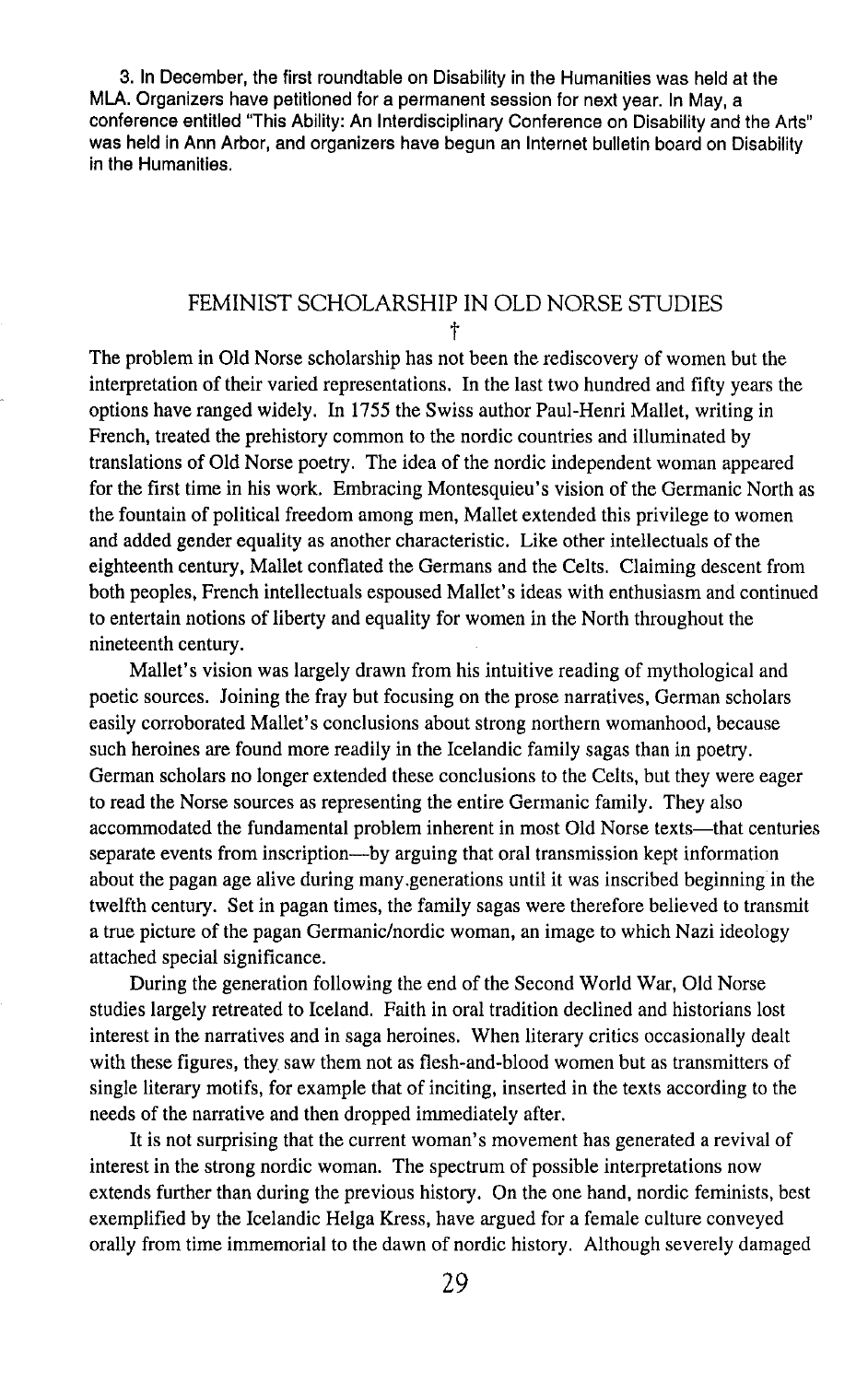3. In December, the first roundtable on Disability in the Humanities was held at the MLA. Organizers have petitioned for a permanent session for next year. In May, a conference entitled "This Ability: An Interdisciplinary Conference on Disability and the Arts" was held in Ann Arbor, and organizers have begun an Internet bulletin board on Disability in the Humanities.

## FEMINIST SCHOLARSHIP IN OLD NORSE STUDIES

†

The problem in Old Norse scholarship has not been the rediscovery of women but the interpretation of their varied representations. In the last two hundred and fifty years the options have ranged widely. In 1755 the Swiss author Paul-Henri Mallet, writing in French, treated the prehistory common to the nordic countries and illuminated by translations of Old Norse poetry. The idea of the nordic independent woman appeared for the first time in his work. Embracing Montesquieu's vision of the Germanic North as the fountain of political freedom among men, Mallet extended this privilege to women and added gender equality as another characteristic. Like other intellectuals of the eighteenth century, Mallet conflated the Germans and the Celts. Claiming descent from both peoples, French intellectuals espoused Mallet's ideas with enthusiasm and continued to entertain notions of liberty and equality for women in the North throughout the nineteenth century.

Mallet's vision was largely drawn from his intuitive reading of mythological and poetic sources. Joining the fray but focusing on the prose narratives, German scholars easily corroborated Mallet's conclusions about strong northern womanhood, because such heroines are found more readily in the Icelandic family sagas than in poetry. German scholars no longer extended these conclusions to the Celts, but they were eager to read the Norse sources as representing the entire Germanic family. They also accommodated the fundamental problem inherent in most Old Norse texts—that centuries separate events from inscription—by arguing that oral transmission kept information about the pagan age alive during many generations until it was inscribed beginning in the twelfth century. Set in pagan times, the family sagas were therefore believed to transmit a true picture of the pagan Germanic/nordic woman, an image to which Nazi ideology attached special significance.

During the generation following the end of the Second World War, Old Norse studies largely retreated to Iceland. Faith in oral tradition declined and historians lost interest in the narratives and in saga heroines. When literary critics occasionally dealt with these figures, they saw them not as flesh-and-blood women but as transmitters of single literary motifs, for example that of inciting, inserted in the texts according to the needs of the narrative and then dropped immediately after.

It is not surprising that the current woman's movement has generated a revival of interest in the strong nordic woman. The spectrum of possible interpretations now extends further than during the previous history. On the one hand, nordic feminists, best exemplified by the Icelandic Helga Kress, have argued for a female culture conveyed orally from time immemorial to the dawn of nordic history. Although severely damaged